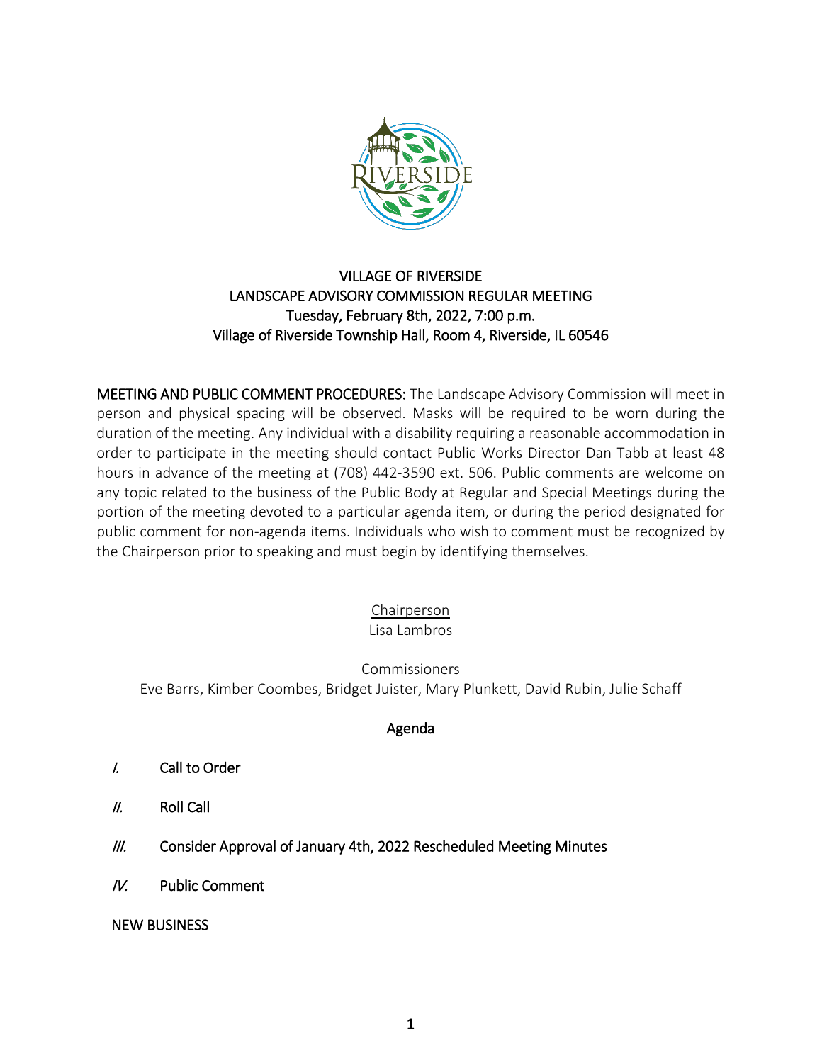# VILLAGE OF RIVERSIDE
## LANDSCAPE ADVISORY COMMISSION REGULAR MEETING
### Tuesday, February 8th, 2022, 7:00 p.m.
### Village of Riverside Township Hall, Room 4, Riverside, IL 60546

**MEETING AND PUBLIC COMMENT PROCEDURES:** The Landscape Advisory Commission will meet in person and physical spacing will be observed. Masks will be required to be worn during the duration of the meeting. Any individual with a disability requiring a reasonable accommodation in order to participate in the meeting should contact Public Works Director Dan Tabb at least 48 hours in advance of the meeting at (708) 442-3590 ext. 506. Public comments are welcome on any topic related to the business of the Public Body at Regular and Special Meetings during the portion of the meeting devoted to a particular agenda item, or during the period designated for public comment for non-agenda items. Individuals who wish to comment must be recognized by the Chairperson prior to speaking and must begin by identifying themselves.

Chairperson
Lisa Lambros

Commissioners
Eve Barrs, Kimber Coombes, Bridget Juister, Mary Plunkett, David Rubin, Julie Schaff

## Agenda

*I.* Call to Order

*II.* Roll Call

*III.* Consider Approval of January 4th, 2022 Rescheduled Meeting Minutes

*IV.* Public Comment

NEW BUSINESS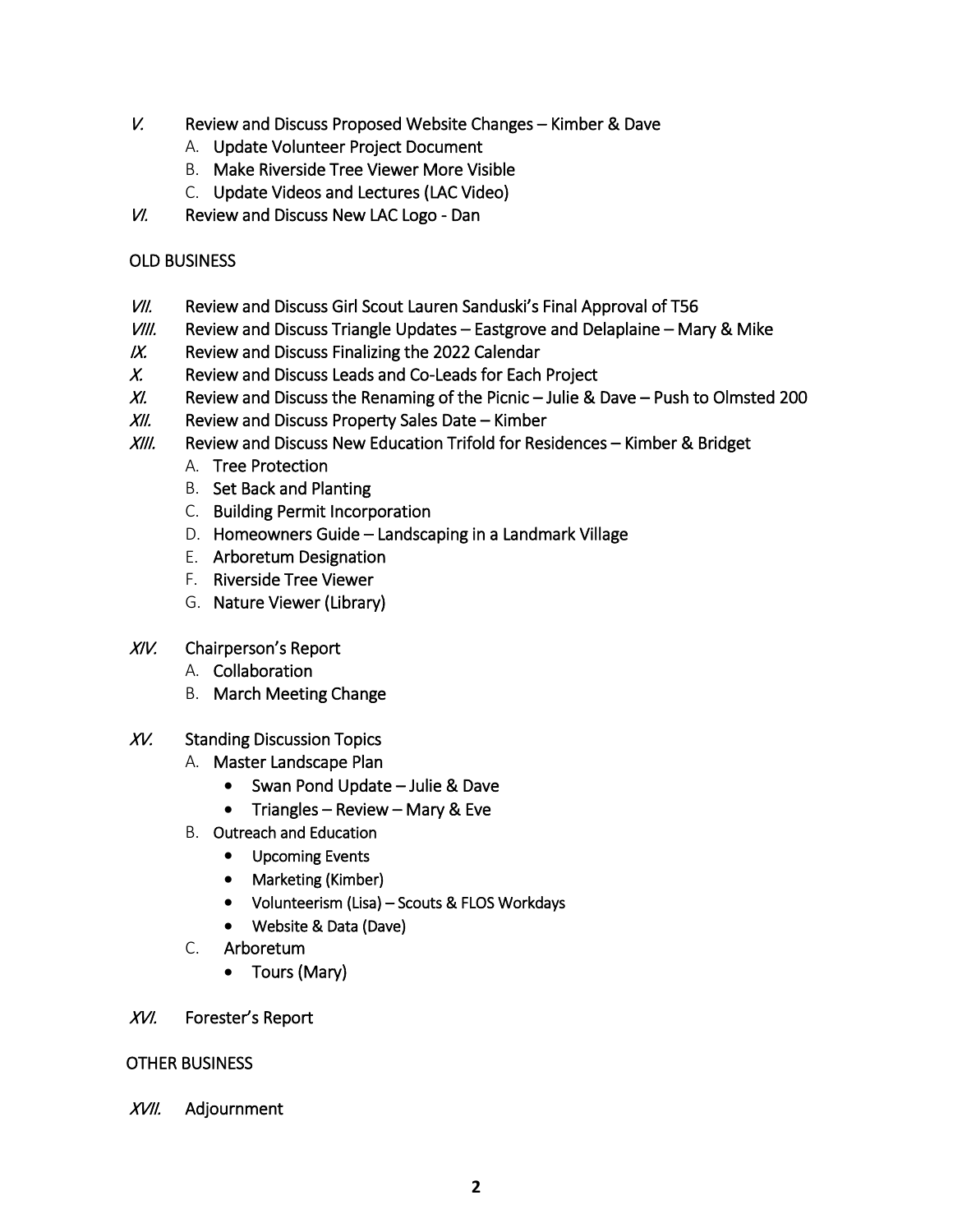*V.* Review and Discuss Proposed Website Changes – Kimber & Dave

A. Update Volunteer Project Document
B. Make Riverside Tree Viewer More Visible
C. Update Videos and Lectures (LAC Video)

*VI.* Review and Discuss New LAC Logo - Dan

OLD BUSINESS

*VII.* Review and Discuss Girl Scout Lauren Sanduski's Final Approval of T56

*VIII.* Review and Discuss Triangle Updates – Eastgrove and Delaplaine – Mary & Mike

*IX.* Review and Discuss Finalizing the 2022 Calendar

*X.* Review and Discuss Leads and Co-Leads for Each Project

*XI.* Review and Discuss the Renaming of the Picnic – Julie & Dave – Push to Olmsted 200

*XII.* Review and Discuss Property Sales Date – Kimber

*XIII.* Review and Discuss New Education Trifold for Residences – Kimber & Bridget

A. Tree Protection
B. Set Back and Planting
C. Building Permit Incorporation
D. Homeowners Guide – Landscaping in a Landmark Village
E. Arboretum Designation
F. Riverside Tree Viewer
G. Nature Viewer (Library)

*XIV.* Chairperson's Report

A. Collaboration
B. March Meeting Change

*XV.* Standing Discussion Topics

A. Master Landscape Plan
   - Swan Pond Update – Julie & Dave
   - Triangles – Review – Mary & Eve

B. Outreach and Education
   - Upcoming Events
   - Marketing (Kimber)
   - Volunteerism (Lisa) – Scouts & FLOS Workdays
   - Website & Data (Dave)

C. Arboretum
   - Tours (Mary)

*XVI.* Forester's Report

OTHER BUSINESS

*XVII.* Adjournment